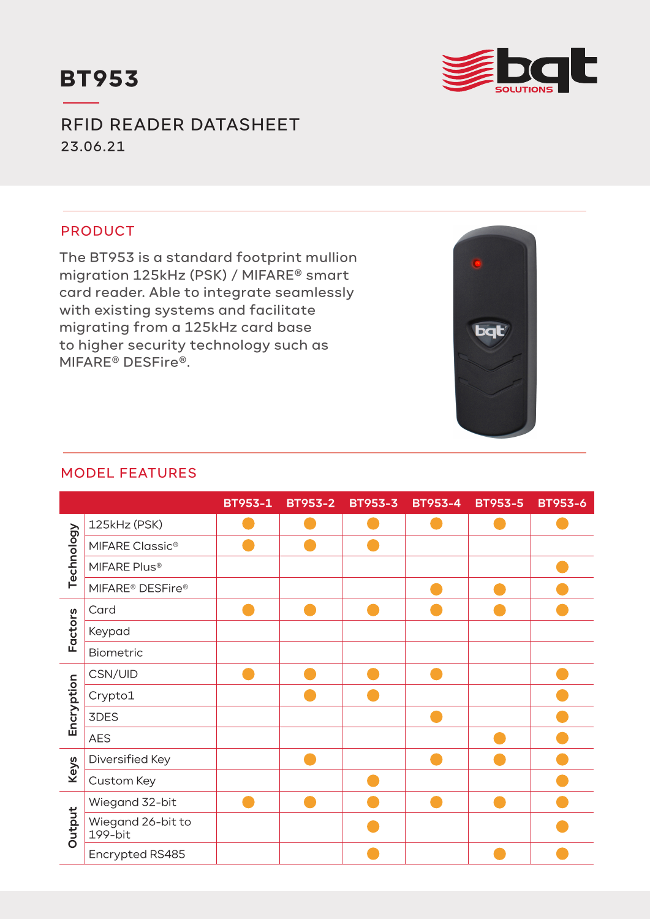# BT953

## RFID READER DATASHEET

23.06.21

## PRODUCT

The BT953 is a standard footprint mullion migration 125kHz (PSK) / MIFARE® smart card reader. Able to integrate seamlessly with existing systems and facilitate migrating from a 125kHz card base to higher security technology such as MIFARE® DESFire®.

## MODEL FEATURES

| | | BT953-1 | BT953-2 | BT953-3 | BT953-4 | BT953-5 | BT953-6 |
|---|---|---|---|---|---|---|---|
| Technology | 125kHz (PSK) | ● | ● | ● | ● | ● | ● |
| | MIFARE Classic® | ● | ● | ● | | | |
| | MIFARE Plus® | | | | | | ● |
| | MIFARE® DESFire® | | | | ● | ● | ● |
| Factors | Card | ● | ● | ● | ● | ● | ● |
| | Keypad | | | | | | |
| | Biometric | | | | | | |
| Encryption | CSN/UID | ● | ● | ● | ● | | ● |
| | Crypto1 | | ● | ● | | | ● |
| | 3DES | | | | ● | | ● |
| | AES | | | | | ● | ● |
| Keys | Diversified Key | | ● | | ● | ● | ● |
| | Custom Key | | | ● | | | ● |
| Output | Wiegand 32-bit | ● | ● | ● | ● | ● | ● |
| | Wiegand 26-bit to 199-bit | | | ● | | | ● |
| | Encrypted RS485 | | | ● | | ● | ● |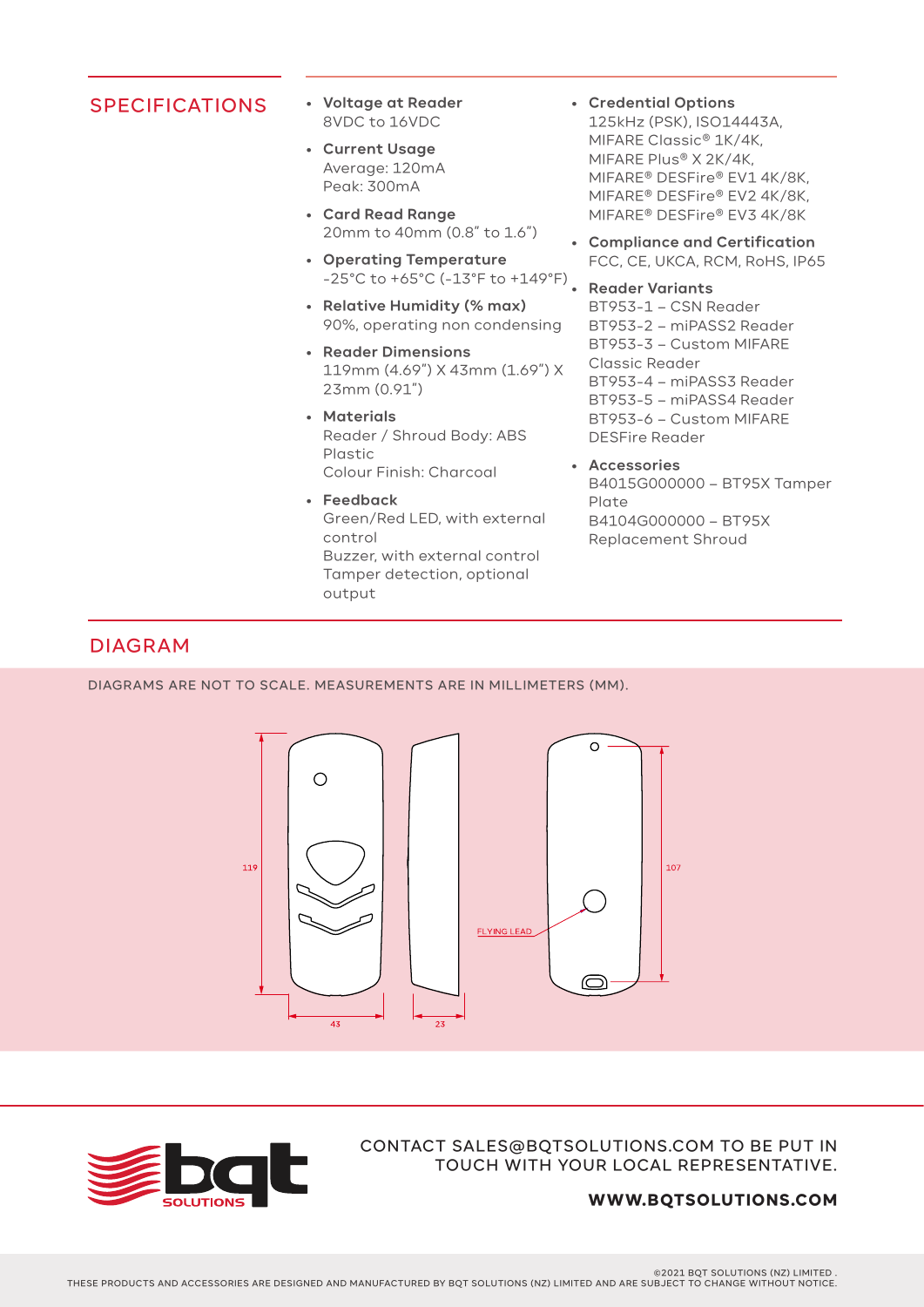## SPECIFICATIONS

- **Voltage at Reader**
  8VDC to 16VDC
- **Current Usage**
  Average: 120mA
  Peak: 300mA
- **Card Read Range**
  20mm to 40mm (0.8" to 1.6")
- **Operating Temperature**
  -25°C to +65°C (-13°F to +149°F)
- **Relative Humidity (% max)**
  90%, operating non condensing
- **Reader Dimensions**
  119mm (4.69") X 43mm (1.69") X 23mm (0.91")
- **Materials**
  Reader / Shroud Body: ABS Plastic
  Colour Finish: Charcoal
- **Feedback**
  Green/Red LED, with external control
  Buzzer, with external control
  Tamper detection, optional output
- **Credential Options**
  125kHz (PSK), ISO14443A,
  MIFARE Classic® 1K/4K,
  MIFARE Plus® X 2K/4K,
  MIFARE® DESFire® EV1 4K/8K,
  MIFARE® DESFire® EV2 4K/8K,
  MIFARE® DESFire® EV3 4K/8K
- **Compliance and Certification**
  FCC, CE, UKCA, RCM, RoHS, IP65
- **Reader Variants**
  BT953-1 – CSN Reader
  BT953-2 – miPASS2 Reader
  BT953-3 – Custom MIFARE Classic Reader
  BT953-4 – miPASS3 Reader
  BT953-5 – miPASS4 Reader
  BT953-6 – Custom MIFARE DESFire Reader
- **Accessories**
  B4015G000000 – BT95X Tamper Plate
  B4104G000000 – BT95X Replacement Shroud

## DIAGRAM

DIAGRAMS ARE NOT TO SCALE. MEASUREMENTS ARE IN MILLIMETERS (MM).

119

43

23

FLYING LEAD

107

CONTACT SALES@BQTSOLUTIONS.COM TO BE PUT IN TOUCH WITH YOUR LOCAL REPRESENTATIVE.

**WWW.BQTSOLUTIONS.COM**

©2021 BQT SOLUTIONS (NZ) LIMITED .
THESE PRODUCTS AND ACCESSORIES ARE DESIGNED AND MANUFACTURED BY BQT SOLUTIONS (NZ) LIMITED AND ARE SUBJECT TO CHANGE WITHOUT NOTICE.